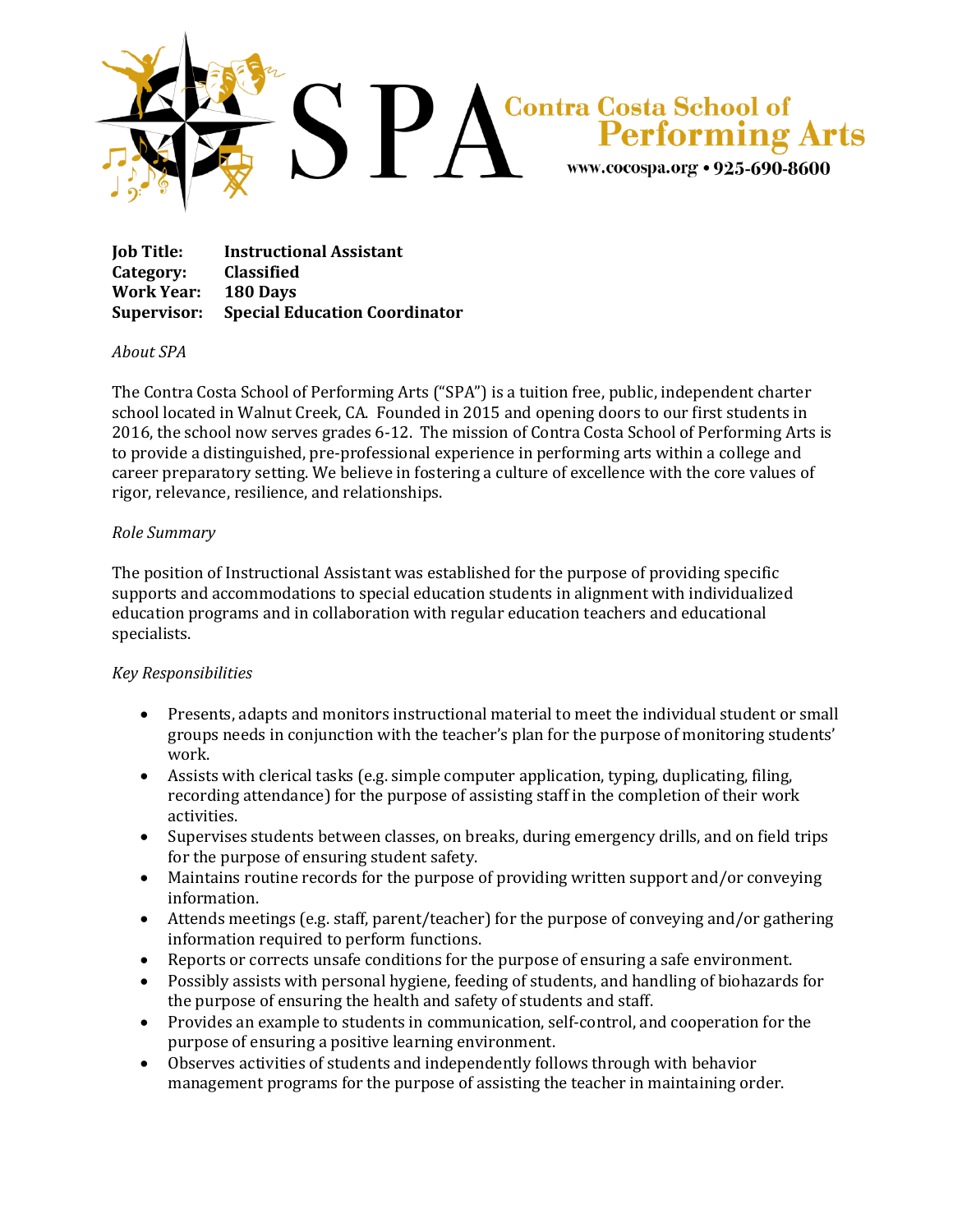SPA Contra Costa School of Performing Arts
www.cocospa.org • 925-690-8600

**Job Title:** Instructional Assistant
**Category:** Classified
**Work Year:** 180 Days
**Supervisor:** Special Education Coordinator

*About SPA*

The Contra Costa School of Performing Arts ("SPA") is a tuition free, public, independent charter school located in Walnut Creek, CA. Founded in 2015 and opening doors to our first students in 2016, the school now serves grades 6-12. The mission of Contra Costa School of Performing Arts is to provide a distinguished, pre-professional experience in performing arts within a college and career preparatory setting. We believe in fostering a culture of excellence with the core values of rigor, relevance, resilience, and relationships.

*Role Summary*

The position of Instructional Assistant was established for the purpose of providing specific supports and accommodations to special education students in alignment with individualized education programs and in collaboration with regular education teachers and educational specialists.

*Key Responsibilities*

- Presents, adapts and monitors instructional material to meet the individual student or small groups needs in conjunction with the teacher's plan for the purpose of monitoring students' work.
- Assists with clerical tasks (e.g. simple computer application, typing, duplicating, filing, recording attendance) for the purpose of assisting staff in the completion of their work activities.
- Supervises students between classes, on breaks, during emergency drills, and on field trips for the purpose of ensuring student safety.
- Maintains routine records for the purpose of providing written support and/or conveying information.
- Attends meetings (e.g. staff, parent/teacher) for the purpose of conveying and/or gathering information required to perform functions.
- Reports or corrects unsafe conditions for the purpose of ensuring a safe environment.
- Possibly assists with personal hygiene, feeding of students, and handling of biohazards for the purpose of ensuring the health and safety of students and staff.
- Provides an example to students in communication, self-control, and cooperation for the purpose of ensuring a positive learning environment.
- Observes activities of students and independently follows through with behavior management programs for the purpose of assisting the teacher in maintaining order.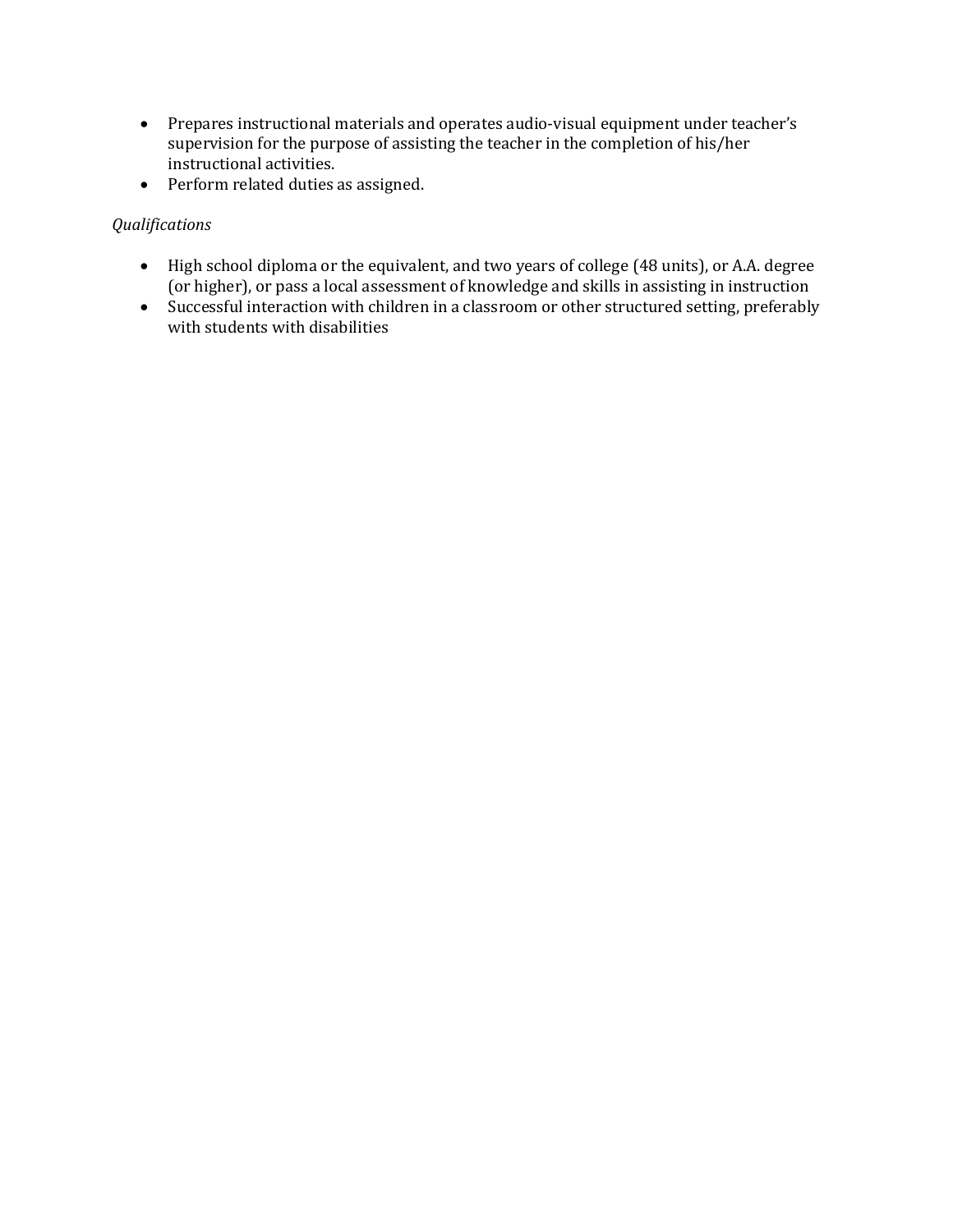- Prepares instructional materials and operates audio-visual equipment under teacher's supervision for the purpose of assisting the teacher in the completion of his/her instructional activities.
- Perform related duties as assigned.

*Qualifications*

- High school diploma or the equivalent, and two years of college (48 units), or A.A. degree (or higher), or pass a local assessment of knowledge and skills in assisting in instruction
- Successful interaction with children in a classroom or other structured setting, preferably with students with disabilities